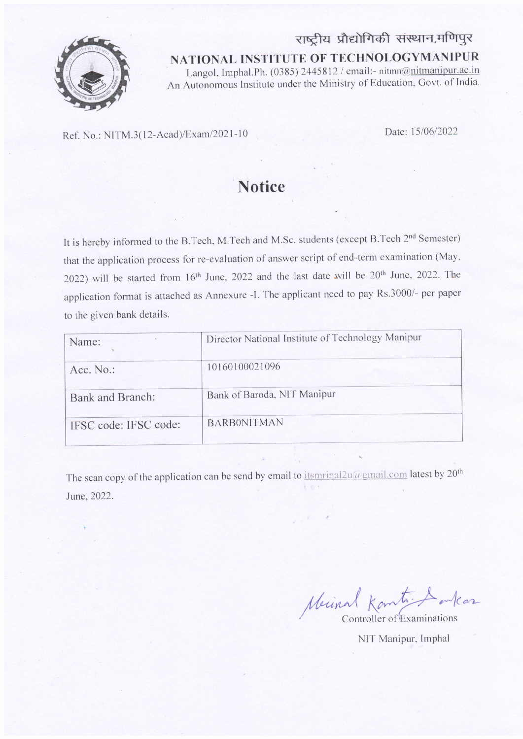राष्ट्रीय प्रौद्योगिकी संस्थान,मणिपुर

**NATIONAL INSTITUTE OF TECHNOLOGYMANIPUR**

Langol, Imphal.Ph. (0385) 2445812 / email:- nitmn@nitmanipur.ac.in

An Autonomous Institute under the Ministry of Education, Govt. of India.

Ref. No.: NITM.3(12-Acad)/Exam/2021-10

Date: 15/06/2022

# Notice

It is hereby informed to the B.Tech, M.Tech and M.Sc. students (except B.Tech 2nd Semester) that the application process for re-evaluation of answer script of end-term examination (May, 2022) will be started from 16th June, 2022 and the last date will be 20th June, 2022. The application format is attached as Annexure -I. The applicant need to pay Rs.3000/- per paper to the given bank details.

| Name: | Director National Institute of Technology Manipur |
|---|---|
| Acc. No.: | 10160100021096 |
| Bank and Branch: | Bank of Baroda, NIT Manipur |
| IFSC code: IFSC code: | BARB0NITMAN |

The scan copy of the application can be send by email to itsmrinal2u@gmail.com latest by 20th June, 2022.

Controller of Examinations

NIT Manipur, Imphal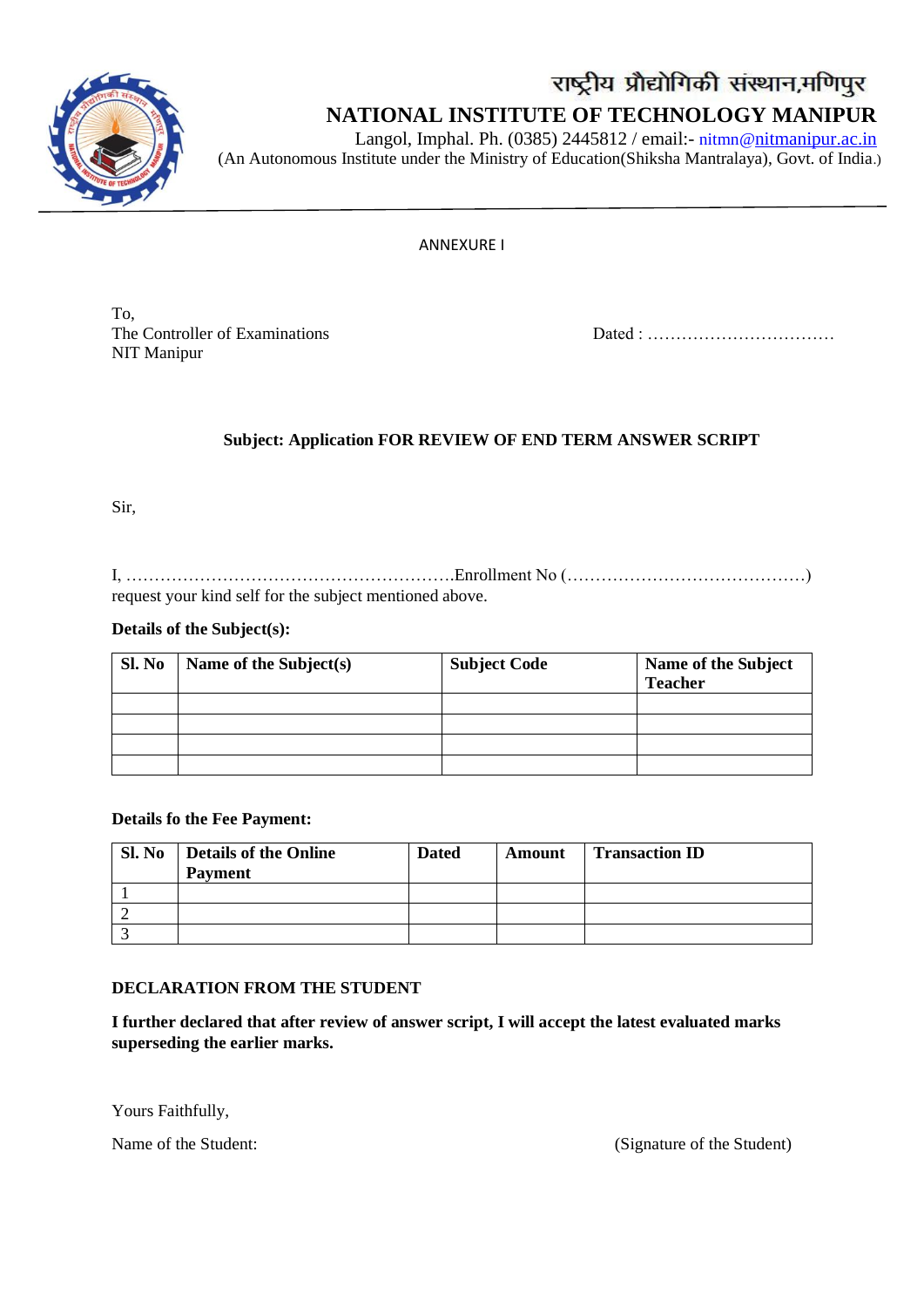राष्ट्रीय प्रौद्योगिकी संस्थान,मणिपुर

# NATIONAL INSTITUTE OF TECHNOLOGY MANIPUR

Langol, Imphal. Ph. (0385) 2445812 / email:- nitmn@nitmanipur.ac.in

(An Autonomous Institute under the Ministry of Education(Shiksha Mantralaya), Govt. of India.)

ANNEXURE I

To,
The Controller of Examinations
NIT Manipur

Dated : ……………………………

**Subject: Application FOR REVIEW OF END TERM ANSWER SCRIPT**

Sir,

I, ………………………………………………….Enrollment No (……………………………………)
request your kind self for the subject mentioned above.

**Details of the Subject(s):**

| Sl. No | Name of the Subject(s) | Subject Code | Name of the Subject Teacher |
|---|---|---|---|
| | | | |
| | | | |
| | | | |
| | | | |

**Details fo the Fee Payment:**

| Sl. No | Details of the Online Payment | Dated | Amount | Transaction ID |
|---|---|---|---|---|
| 1 | | | | |
| 2 | | | | |
| 3 | | | | |

**DECLARATION FROM THE STUDENT**

**I further declared that after review of answer script, I will accept the latest evaluated marks superseding the earlier marks.**

Yours Faithfully,

Name of the Student:

(Signature of the Student)